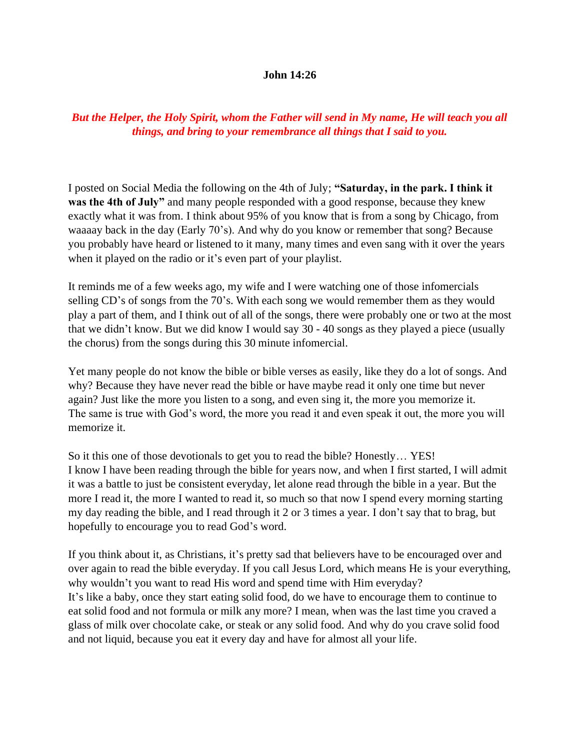**John 14:26**

***But the Helper, the Holy Spirit, whom the Father will send in My name, He will teach you all things, and bring to your remembrance all things that I said to you.***

I posted on Social Media the following on the 4th of July; **"Saturday, in the park. I think it was the 4th of July"** and many people responded with a good response, because they knew exactly what it was from. I think about 95% of you know that is from a song by Chicago, from waaaay back in the day (Early 70's). And why do you know or remember that song? Because you probably have heard or listened to it many, many times and even sang with it over the years when it played on the radio or it's even part of your playlist.

It reminds me of a few weeks ago, my wife and I were watching one of those infomercials selling CD's of songs from the 70's. With each song we would remember them as they would play a part of them, and I think out of all of the songs, there were probably one or two at the most that we didn't know. But we did know I would say 30 - 40 songs as they played a piece (usually the chorus) from the songs during this 30 minute infomercial.

Yet many people do not know the bible or bible verses as easily, like they do a lot of songs. And why? Because they have never read the bible or have maybe read it only one time but never again? Just like the more you listen to a song, and even sing it, the more you memorize it.
The same is true with God's word, the more you read it and even speak it out, the more you will memorize it.

So it this one of those devotionals to get you to read the bible? Honestly… YES!
I know I have been reading through the bible for years now, and when I first started, I will admit it was a battle to just be consistent everyday, let alone read through the bible in a year. But the more I read it, the more I wanted to read it, so much so that now I spend every morning starting my day reading the bible, and I read through it 2 or 3 times a year. I don't say that to brag, but hopefully to encourage you to read God's word.

If you think about it, as Christians, it's pretty sad that believers have to be encouraged over and over again to read the bible everyday. If you call Jesus Lord, which means He is your everything, why wouldn't you want to read His word and spend time with Him everyday?
It's like a baby, once they start eating solid food, do we have to encourage them to continue to eat solid food and not formula or milk any more? I mean, when was the last time you craved a glass of milk over chocolate cake, or steak or any solid food. And why do you crave solid food and not liquid, because you eat it every day and have for almost all your life.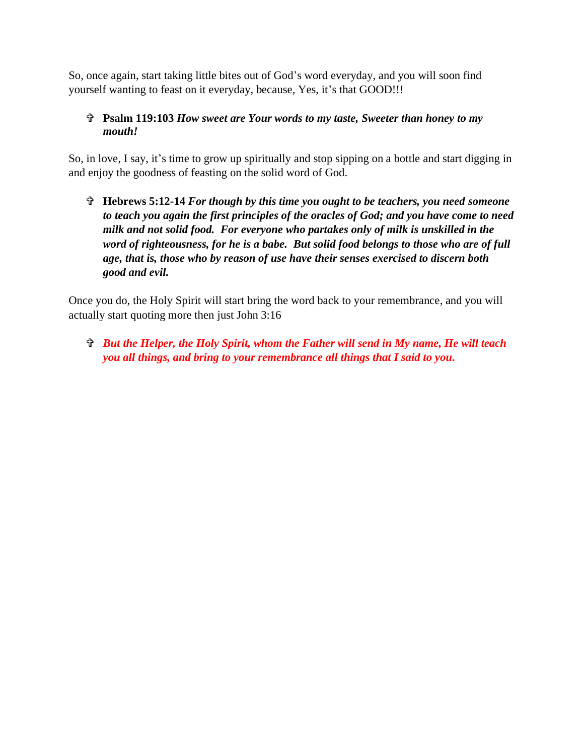So, once again, start taking little bites out of God's word everyday, and you will soon find yourself wanting to feast on it everyday, because, Yes, it's that GOOD!!!

- ✞ **Psalm 119:103** ***How sweet are Your words to my taste, Sweeter than honey to my mouth!***

So, in love, I say, it's time to grow up spiritually and stop sipping on a bottle and start digging in and enjoy the goodness of feasting on the solid word of God.

- ✞ **Hebrews 5:12-14** ***For though by this time you ought to be teachers, you need someone to teach you again the first principles of the oracles of God; and you have come to need milk and not solid food. For everyone who partakes only of milk is unskilled in the word of righteousness, for he is a babe. But solid food belongs to those who are of full age, that is, those who by reason of use have their senses exercised to discern both good and evil.***

Once you do, the Holy Spirit will start bring the word back to your remembrance, and you will actually start quoting more then just John 3:16

- ✞ ***But the Helper, the Holy Spirit, whom the Father will send in My name, He will teach you all things, and bring to your remembrance all things that I said to you.***